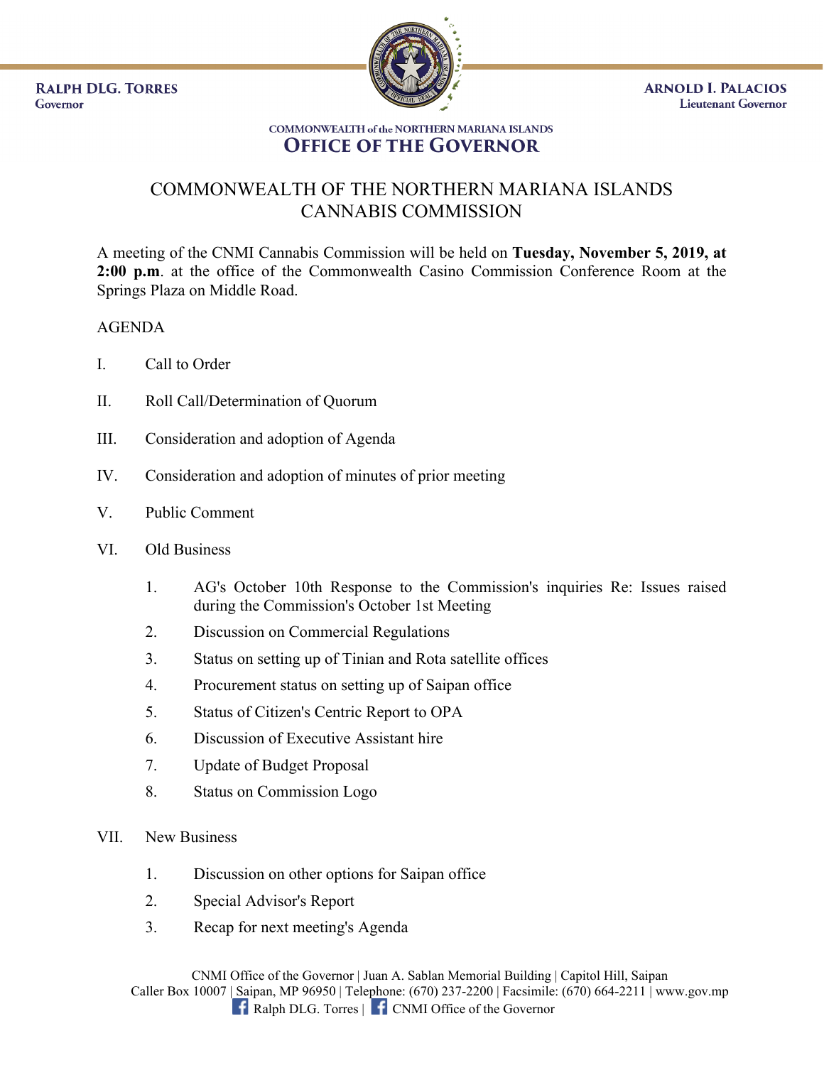RALPH DLG. TORRES
Governor

ARNOLD I. PALACIOS
Lieutenant Governor

COMMONWEALTH of the NORTHERN MARIANA ISLANDS
**OFFICE OF THE GOVERNOR**

# COMMONWEALTH OF THE NORTHERN MARIANA ISLANDS CANNABIS COMMISSION

A meeting of the CNMI Cannabis Commission will be held on **Tuesday, November 5, 2019, at 2:00 p.m**. at the office of the Commonwealth Casino Commission Conference Room at the Springs Plaza on Middle Road.

AGENDA

I. Call to Order

II. Roll Call/Determination of Quorum

III. Consideration and adoption of Agenda

IV. Consideration and adoption of minutes of prior meeting

V. Public Comment

VI. Old Business

1. AG's October 10th Response to the Commission's inquiries Re: Issues raised during the Commission's October 1st Meeting
2. Discussion on Commercial Regulations
3. Status on setting up of Tinian and Rota satellite offices
4. Procurement status on setting up of Saipan office
5. Status of Citizen's Centric Report to OPA
6. Discussion of Executive Assistant hire
7. Update of Budget Proposal
8. Status on Commission Logo

VII. New Business

1. Discussion on other options for Saipan office
2. Special Advisor's Report
3. Recap for next meeting's Agenda

CNMI Office of the Governor | Juan A. Sablan Memorial Building | Capitol Hill, Saipan
Caller Box 10007 | Saipan, MP 96950 | Telephone: (670) 237-2200 | Facsimile: (670) 664-2211 | www.gov.mp
Ralph DLG. Torres | CNMI Office of the Governor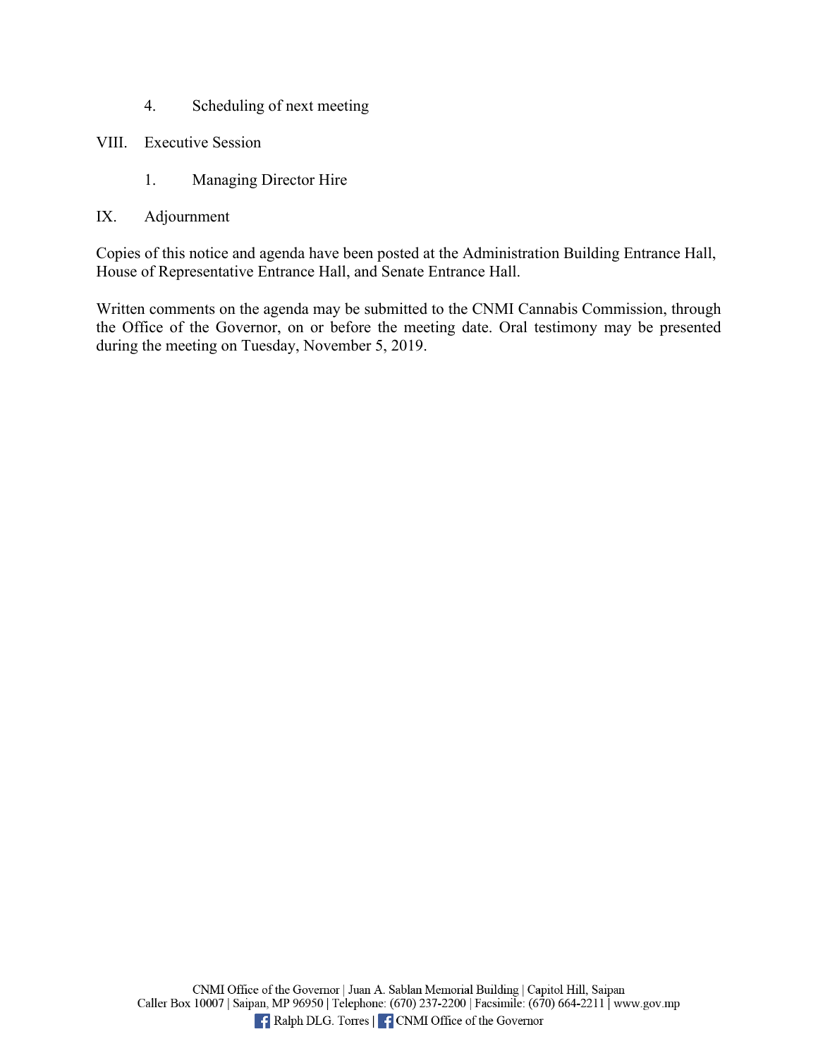4. Scheduling of next meeting

VIII. Executive Session

1. Managing Director Hire

IX. Adjournment

Copies of this notice and agenda have been posted at the Administration Building Entrance Hall, House of Representative Entrance Hall, and Senate Entrance Hall.

Written comments on the agenda may be submitted to the CNMI Cannabis Commission, through the Office of the Governor, on or before the meeting date. Oral testimony may be presented during the meeting on Tuesday, November 5, 2019.